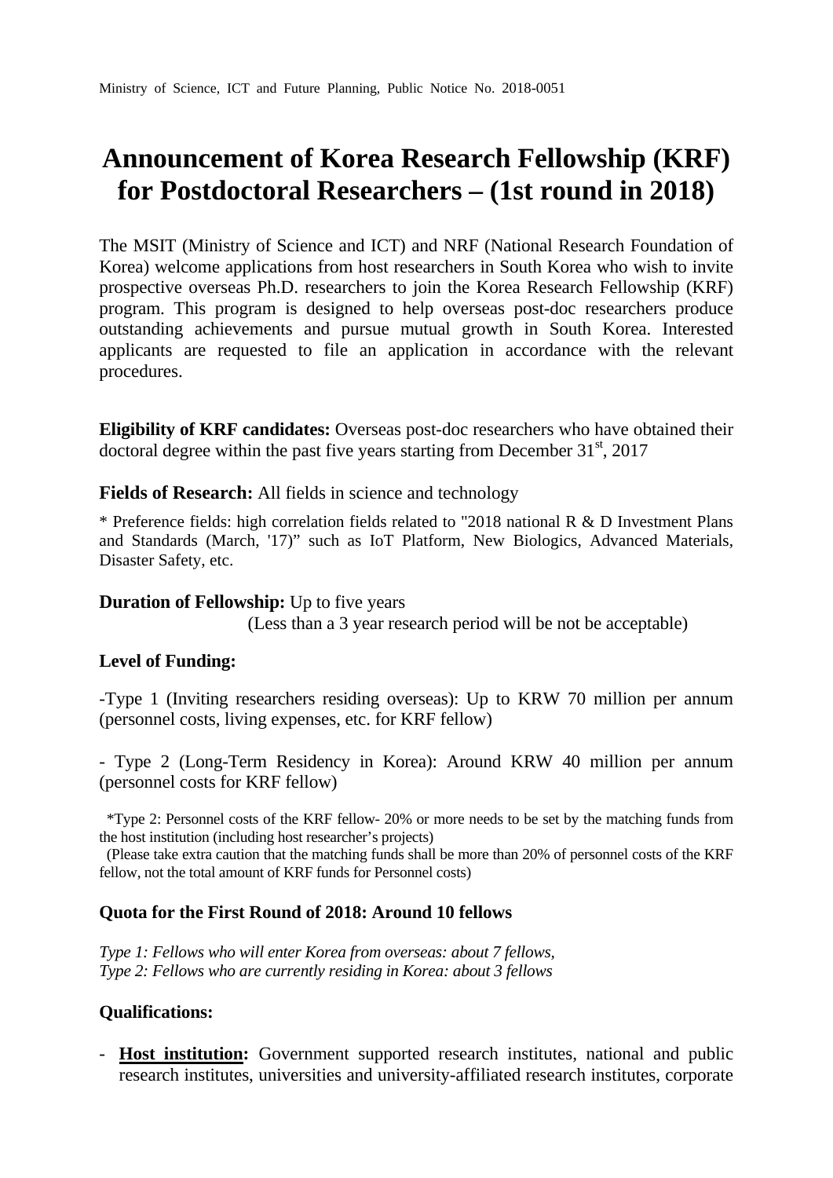Ministry of Science, ICT and Future Planning, Public Notice No. 2018-0051

# Announcement of Korea Research Fellowship (KRF) for Postdoctoral Researchers – (1st round in 2018)

The MSIT (Ministry of Science and ICT) and NRF (National Research Foundation of Korea) welcome applications from host researchers in South Korea who wish to invite prospective overseas Ph.D. researchers to join the Korea Research Fellowship (KRF) program. This program is designed to help overseas post-doc researchers produce outstanding achievements and pursue mutual growth in South Korea. Interested applicants are requested to file an application in accordance with the relevant procedures.

**Eligibility of KRF candidates:** Overseas post-doc researchers who have obtained their doctoral degree within the past five years starting from December 31st, 2017

**Fields of Research:** All fields in science and technology

* Preference fields: high correlation fields related to "2018 national R & D Investment Plans and Standards (March, '17)" such as IoT Platform, New Biologics, Advanced Materials, Disaster Safety, etc.

**Duration of Fellowship:** Up to five years

(Less than a 3 year research period will be not be acceptable)

**Level of Funding:**

-Type 1 (Inviting researchers residing overseas): Up to KRW 70 million per annum (personnel costs, living expenses, etc. for KRF fellow)

- Type 2 (Long-Term Residency in Korea): Around KRW 40 million per annum (personnel costs for KRF fellow)

*Type 2: Personnel costs of the KRF fellow- 20% or more needs to be set by the matching funds from the host institution (including host researcher's projects)

(Please take extra caution that the matching funds shall be more than 20% of personnel costs of the KRF fellow, not the total amount of KRF funds for Personnel costs)

**Quota for the First Round of 2018: Around 10 fellows**

*Type 1: Fellows who will enter Korea from overseas: about 7 fellows,*
*Type 2: Fellows who are currently residing in Korea: about 3 fellows*

**Qualifications:**

- **Host institution:** Government supported research institutes, national and public research institutes, universities and university-affiliated research institutes, corporate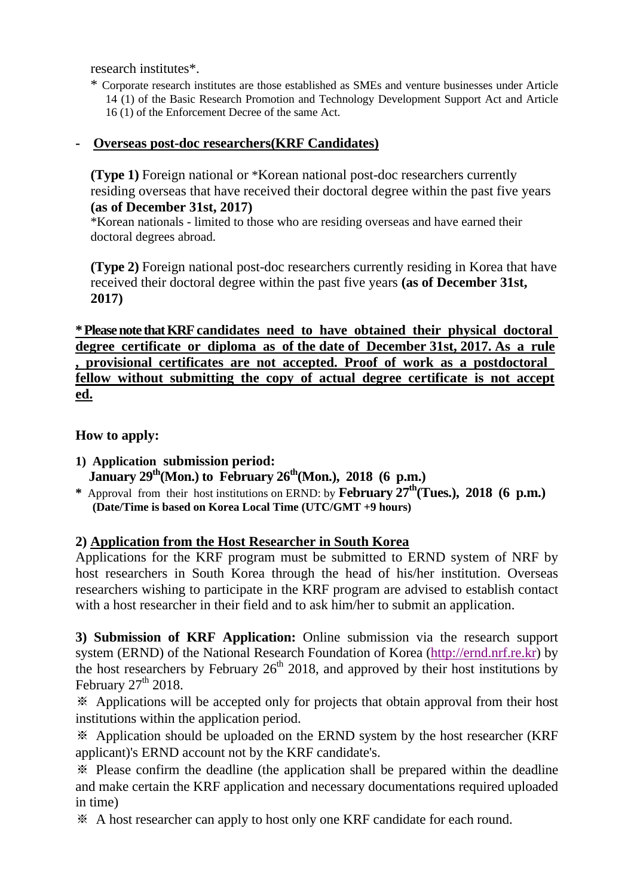research institutes*.

\* Corporate research institutes are those established as SMEs and venture businesses under Article 14 (1) of the Basic Research Promotion and Technology Development Support Act and Article 16 (1) of the Enforcement Decree of the same Act.

- **Overseas post-doc researchers(KRF Candidates)**

**(Type 1)** Foreign national or *Korean national post-doc researchers currently residing overseas that have received their doctoral degree within the past five years **(as of December 31st, 2017)**

*Korean nationals - limited to those who are residing overseas and have earned their doctoral degrees abroad.

**(Type 2)** Foreign national post-doc researchers currently residing in Korea that have received their doctoral degree within the past five years **(as of December 31st, 2017)**

**\* Please note that KRF candidates need to have obtained their physical doctoral degree certificate or diploma as of the date of December 31st, 2017. As a rule, provisional certificates are not accepted. Proof of work as a postdoctoral fellow without submitting the copy of actual degree certificate is not accepted.**

**How to apply:**

**1) Application submission period:**
**January 29th(Mon.) to February 26th(Mon.), 2018 (6 p.m.)**

\* Approval from their host institutions on ERND: by **February 27th(Tues.), 2018 (6 p.m.)**
**(Date/Time is based on Korea Local Time (UTC/GMT +9 hours)**

**2) Application from the Host Researcher in South Korea**

Applications for the KRF program must be submitted to ERND system of NRF by host researchers in South Korea through the head of his/her institution. Overseas researchers wishing to participate in the KRF program are advised to establish contact with a host researcher in their field and to ask him/her to submit an application.

**3) Submission of KRF Application:** Online submission via the research support system (ERND) of the National Research Foundation of Korea (http://ernd.nrf.re.kr) by the host researchers by February 26th 2018, and approved by their host institutions by February 27th 2018.

※ Applications will be accepted only for projects that obtain approval from their host institutions within the application period.

※ Application should be uploaded on the ERND system by the host researcher (KRF applicant)'s ERND account not by the KRF candidate's.

※ Please confirm the deadline (the application shall be prepared within the deadline and make certain the KRF application and necessary documentations required uploaded in time)

※ A host researcher can apply to host only one KRF candidate for each round.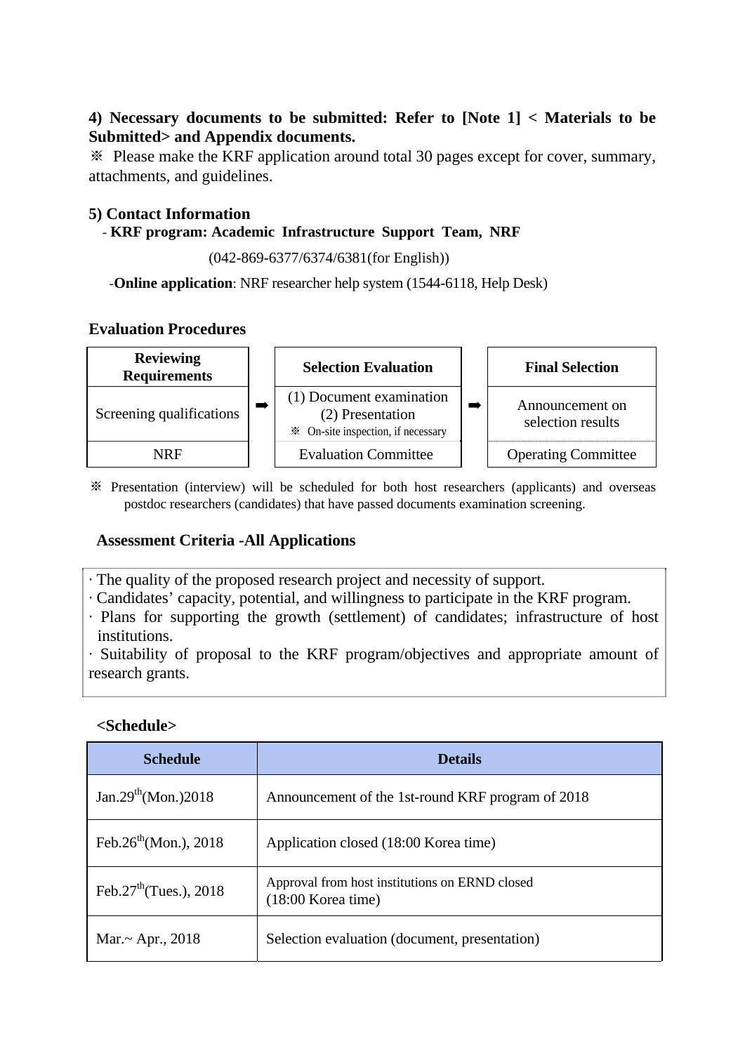**4) Necessary documents to be submitted: Refer to [Note 1] < Materials to be Submitted> and Appendix documents.**

※ Please make the KRF application around total 30 pages except for cover, summary, attachments, and guidelines.

**5) Contact Information**

- **KRF program: Academic Infrastructure Support Team, NRF**

(042-869-6377/6374/6381(for English))

- **Online application**: NRF researcher help system (1544-6118, Help Desk)

**Evaluation Procedures**

| Reviewing Requirements | ➡ | Selection Evaluation | ➡ | Final Selection |
|---|---|---|---|---|
| Screening qualifications | | (1) Document examination<br>(2) Presentation<br>※ On-site inspection, if necessary | | Announcement on selection results |
| NRF | | Evaluation Committee | | Operating Committee |

※ Presentation (interview) will be scheduled for both host researchers (applicants) and overseas postdoc researchers (candidates) that have passed documents examination screening.

**Assessment Criteria -All Applications**

· The quality of the proposed research project and necessity of support.
· Candidates' capacity, potential, and willingness to participate in the KRF program.
· Plans for supporting the growth (settlement) of candidates; infrastructure of host institutions.
· Suitability of proposal to the KRF program/objectives and appropriate amount of research grants.

**<Schedule>**

| Schedule | Details |
|---|---|
| Jan.29th(Mon.)2018 | Announcement of the 1st-round KRF program of 2018 |
| Feb.26th(Mon.), 2018 | Application closed (18:00 Korea time) |
| Feb.27th(Tues.), 2018 | Approval from host institutions on ERND closed (18:00 Korea time) |
| Mar.~ Apr., 2018 | Selection evaluation (document, presentation) |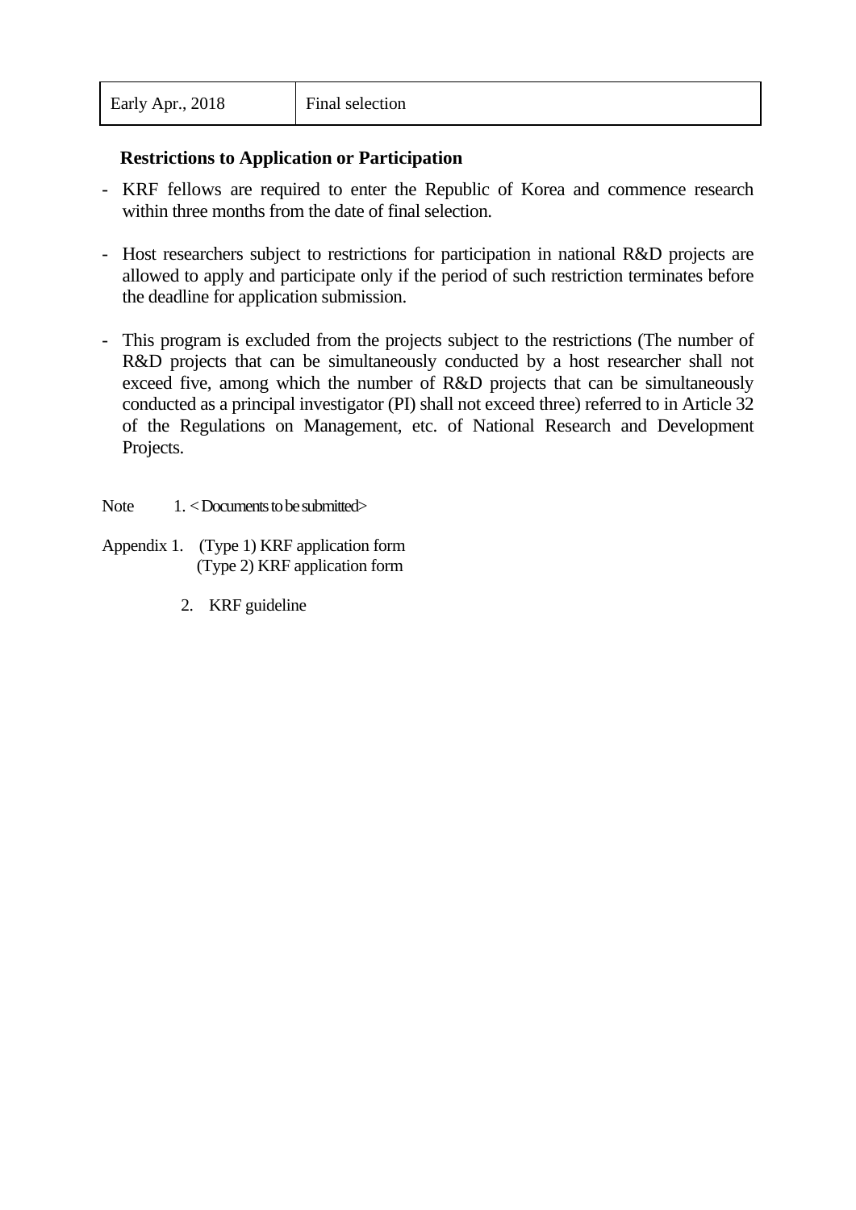| Early Apr., 2018 | Final selection |
|---|---|

**Restrictions to Application or Participation**

- KRF fellows are required to enter the Republic of Korea and commence research within three months from the date of final selection.

- Host researchers subject to restrictions for participation in national R&D projects are allowed to apply and participate only if the period of such restriction terminates before the deadline for application submission.

- This program is excluded from the projects subject to the restrictions (The number of R&D projects that can be simultaneously conducted by a host researcher shall not exceed five, among which the number of R&D projects that can be simultaneously conducted as a principal investigator (PI) shall not exceed three) referred to in Article 32 of the Regulations on Management, etc. of National Research and Development Projects.

Note 1. < Documents to be submitted>

Appendix 1. (Type 1) KRF application form
(Type 2) KRF application form

2. KRF guideline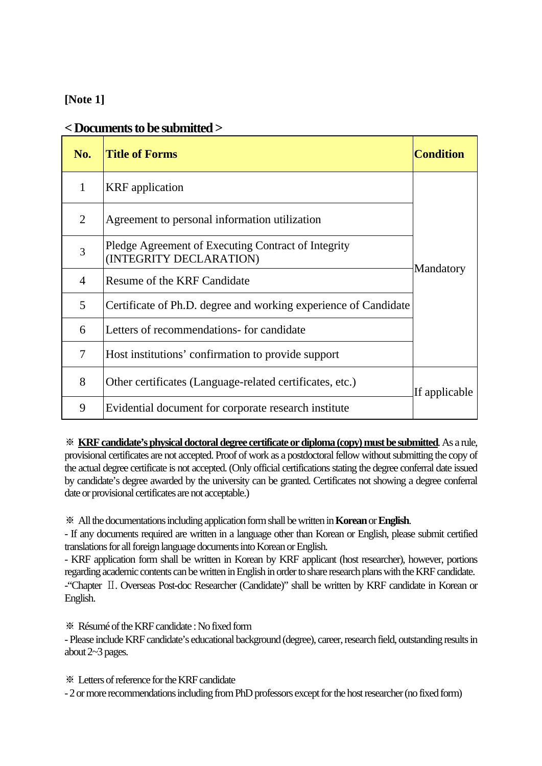**[Note 1]**

## < Documents to be submitted >

| No. | Title of Forms | Condition |
|---|---|---|
| 1 | KRF application | Mandatory |
| 2 | Agreement to personal information utilization | |
| 3 | Pledge Agreement of Executing Contract of Integrity (INTEGRITY DECLARATION) | |
| 4 | Resume of the KRF Candidate | |
| 5 | Certificate of Ph.D. degree and working experience of Candidate | |
| 6 | Letters of recommendations- for candidate | |
| 7 | Host institutions' confirmation to provide support | |
| 8 | Other certificates (Language-related certificates, etc.) | If applicable |
| 9 | Evidential document for corporate research institute | |

※ **KRF candidate's physical doctoral degree certificate or diploma (copy) must be submitted**. As a rule, provisional certificates are not accepted. Proof of work as a postdoctoral fellow without submitting the copy of the actual degree certificate is not accepted. (Only official certifications stating the degree conferral date issued by candidate's degree awarded by the university can be granted. Certificates not showing a degree conferral date or provisional certificates are not acceptable.)

※ All the documentations including application form shall be written in **Korean** or **English**.
- If any documents required are written in a language other than Korean or English, please submit certified translations for all foreign language documents into Korean or English.
- KRF application form shall be written in Korean by KRF applicant (host researcher), however, portions regarding academic contents can be written in English in order to share research plans with the KRF candidate.
-"Chapter Ⅱ. Overseas Post-doc Researcher (Candidate)" shall be written by KRF candidate in Korean or English.

※ Résumé of the KRF candidate : No fixed form
- Please include KRF candidate's educational background (degree), career, research field, outstanding results in about 2~3 pages.

※ Letters of reference for the KRF candidate
- 2 or more recommendations including from PhD professors except for the host researcher (no fixed form)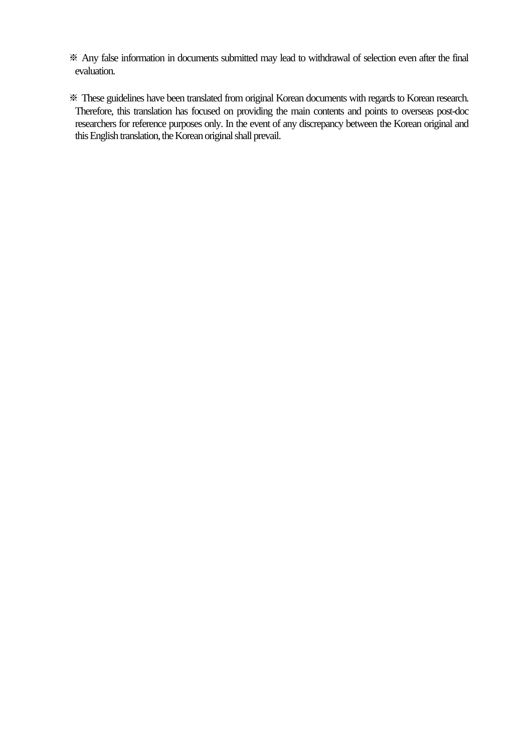※ Any false information in documents submitted may lead to withdrawal of selection even after the final evaluation.

※ These guidelines have been translated from original Korean documents with regards to Korean research. Therefore, this translation has focused on providing the main contents and points to overseas post-doc researchers for reference purposes only. In the event of any discrepancy between the Korean original and this English translation, the Korean original shall prevail.